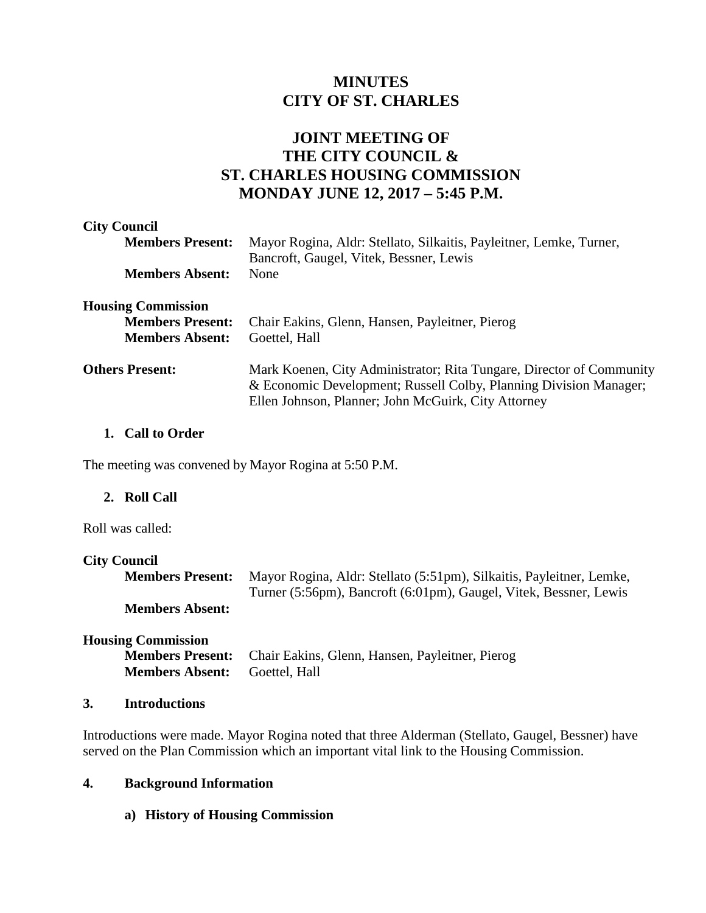# MINUTES
# CITY OF ST. CHARLES

## JOINT MEETING OF
## THE CITY COUNCIL &
## ST. CHARLES HOUSING COMMISSION
## MONDAY JUNE 12, 2017 – 5:45 P.M.

**City Council**

| | |
|---|---|
| **Members Present:** | Mayor Rogina, Aldr: Stellato, Silkaitis, Payleitner, Lemke, Turner, Bancroft, Gaugel, Vitek, Bessner, Lewis |
| **Members Absent:** | None |

**Housing Commission**

| | |
|---|---|
| **Members Present:** | Chair Eakins, Glenn, Hansen, Payleitner, Pierog |
| **Members Absent:** | Goettel, Hall |

| | |
|---|---|
| **Others Present:** | Mark Koenen, City Administrator; Rita Tungare, Director of Community & Economic Development; Russell Colby, Planning Division Manager; Ellen Johnson, Planner; John McGuirk, City Attorney |

### 1. Call to Order

The meeting was convened by Mayor Rogina at 5:50 P.M.

### 2. Roll Call

Roll was called:

**City Council**

| | |
|---|---|
| **Members Present:** | Mayor Rogina, Aldr: Stellato (5:51pm), Silkaitis, Payleitner, Lemke, Turner (5:56pm), Bancroft (6:01pm), Gaugel, Vitek, Bessner, Lewis |
| **Members Absent:** | |

**Housing Commission**

| | |
|---|---|
| **Members Present:** | Chair Eakins, Glenn, Hansen, Payleitner, Pierog |
| **Members Absent:** | Goettel, Hall |

### 3. Introductions

Introductions were made. Mayor Rogina noted that three Alderman (Stellato, Gaugel, Bessner) have served on the Plan Commission which an important vital link to the Housing Commission.

### 4. Background Information

#### a) History of Housing Commission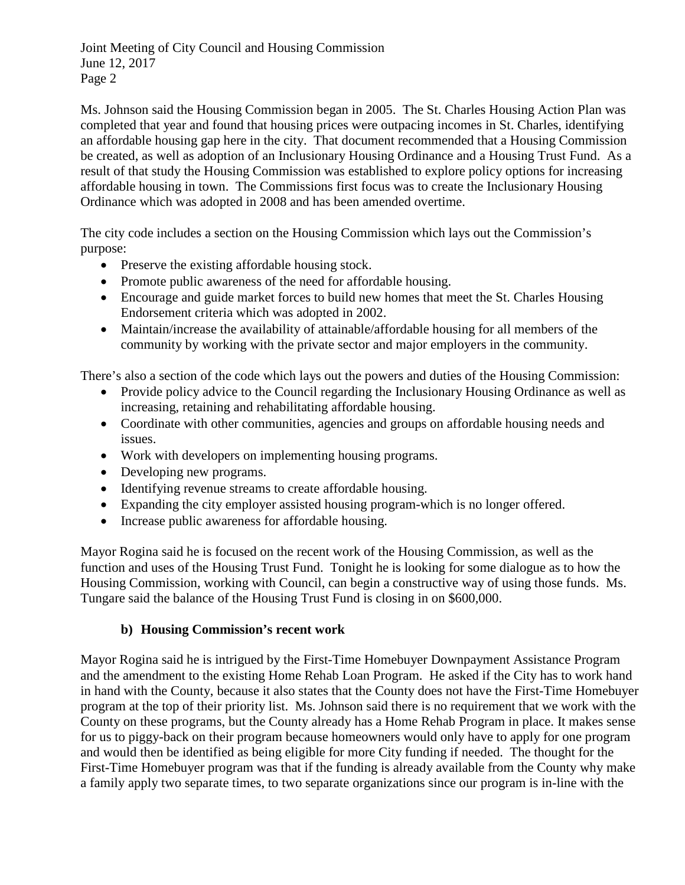Ms. Johnson said the Housing Commission began in 2005. The St. Charles Housing Action Plan was completed that year and found that housing prices were outpacing incomes in St. Charles, identifying an affordable housing gap here in the city. That document recommended that a Housing Commission be created, as well as adoption of an Inclusionary Housing Ordinance and a Housing Trust Fund. As a result of that study the Housing Commission was established to explore policy options for increasing affordable housing in town. The Commissions first focus was to create the Inclusionary Housing Ordinance which was adopted in 2008 and has been amended overtime.

The city code includes a section on the Housing Commission which lays out the Commission's purpose:

- Preserve the existing affordable housing stock.
- Promote public awareness of the need for affordable housing.
- Encourage and guide market forces to build new homes that meet the St. Charles Housing Endorsement criteria which was adopted in 2002.
- Maintain/increase the availability of attainable/affordable housing for all members of the community by working with the private sector and major employers in the community.

There's also a section of the code which lays out the powers and duties of the Housing Commission:

- Provide policy advice to the Council regarding the Inclusionary Housing Ordinance as well as increasing, retaining and rehabilitating affordable housing.
- Coordinate with other communities, agencies and groups on affordable housing needs and issues.
- Work with developers on implementing housing programs.
- Developing new programs.
- Identifying revenue streams to create affordable housing.
- Expanding the city employer assisted housing program-which is no longer offered.
- Increase public awareness for affordable housing.

Mayor Rogina said he is focused on the recent work of the Housing Commission, as well as the function and uses of the Housing Trust Fund. Tonight he is looking for some dialogue as to how the Housing Commission, working with Council, can begin a constructive way of using those funds. Ms. Tungare said the balance of the Housing Trust Fund is closing in on $600,000.

**b) Housing Commission's recent work**

Mayor Rogina said he is intrigued by the First-Time Homebuyer Downpayment Assistance Program and the amendment to the existing Home Rehab Loan Program. He asked if the City has to work hand in hand with the County, because it also states that the County does not have the First-Time Homebuyer program at the top of their priority list. Ms. Johnson said there is no requirement that we work with the County on these programs, but the County already has a Home Rehab Program in place. It makes sense for us to piggy-back on their program because homeowners would only have to apply for one program and would then be identified as being eligible for more City funding if needed. The thought for the First-Time Homebuyer program was that if the funding is already available from the County why make a family apply two separate times, to two separate organizations since our program is in-line with the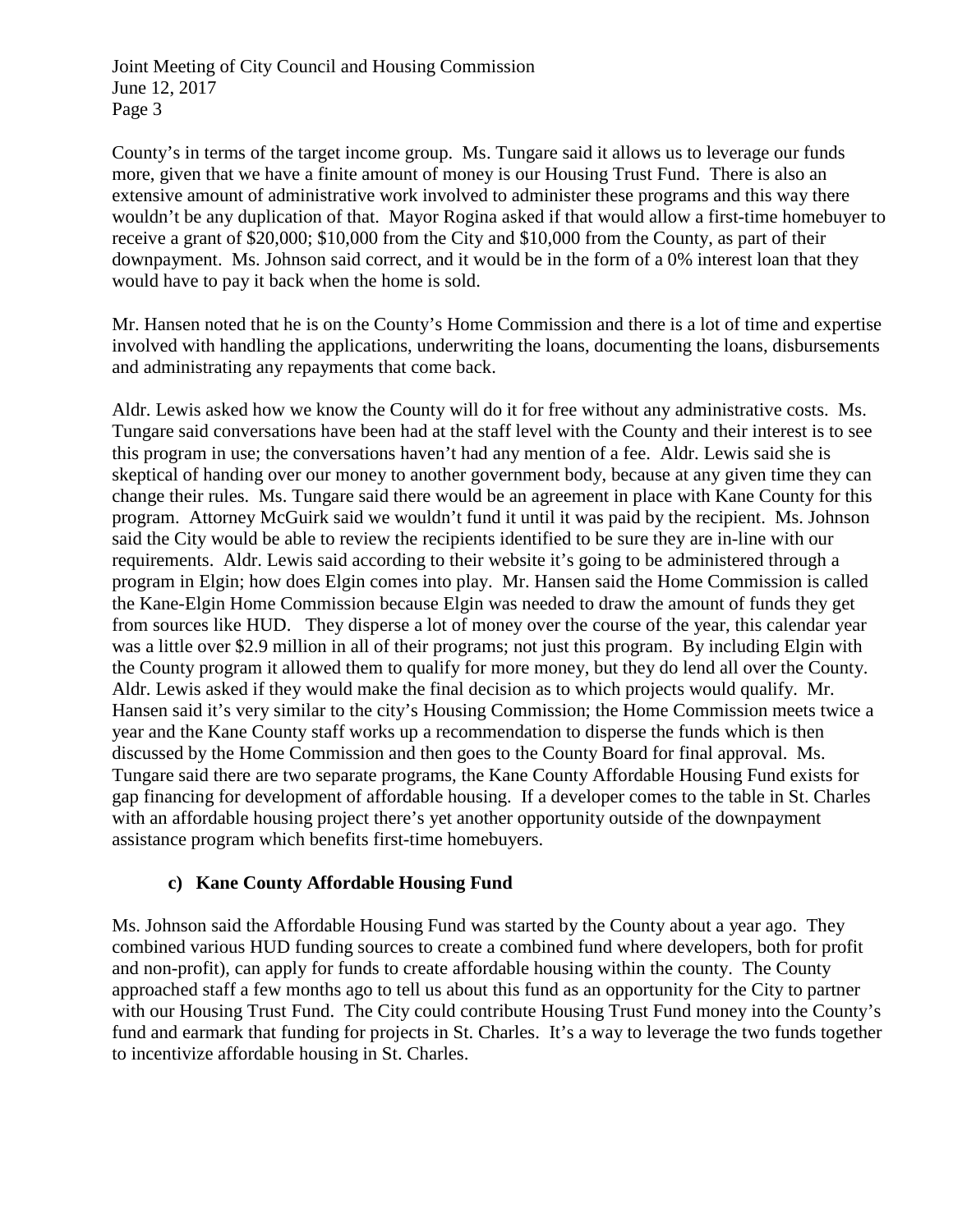County's in terms of the target income group. Ms. Tungare said it allows us to leverage our funds more, given that we have a finite amount of money is our Housing Trust Fund. There is also an extensive amount of administrative work involved to administer these programs and this way there wouldn't be any duplication of that. Mayor Rogina asked if that would allow a first-time homebuyer to receive a grant of $20,000; $10,000 from the City and $10,000 from the County, as part of their downpayment. Ms. Johnson said correct, and it would be in the form of a 0% interest loan that they would have to pay it back when the home is sold.

Mr. Hansen noted that he is on the County's Home Commission and there is a lot of time and expertise involved with handling the applications, underwriting the loans, documenting the loans, disbursements and administrating any repayments that come back.

Aldr. Lewis asked how we know the County will do it for free without any administrative costs. Ms. Tungare said conversations have been had at the staff level with the County and their interest is to see this program in use; the conversations haven't had any mention of a fee. Aldr. Lewis said she is skeptical of handing over our money to another government body, because at any given time they can change their rules. Ms. Tungare said there would be an agreement in place with Kane County for this program. Attorney McGuirk said we wouldn't fund it until it was paid by the recipient. Ms. Johnson said the City would be able to review the recipients identified to be sure they are in-line with our requirements. Aldr. Lewis said according to their website it's going to be administered through a program in Elgin; how does Elgin comes into play. Mr. Hansen said the Home Commission is called the Kane-Elgin Home Commission because Elgin was needed to draw the amount of funds they get from sources like HUD. They disperse a lot of money over the course of the year, this calendar year was a little over $2.9 million in all of their programs; not just this program. By including Elgin with the County program it allowed them to qualify for more money, but they do lend all over the County. Aldr. Lewis asked if they would make the final decision as to which projects would qualify. Mr. Hansen said it's very similar to the city's Housing Commission; the Home Commission meets twice a year and the Kane County staff works up a recommendation to disperse the funds which is then discussed by the Home Commission and then goes to the County Board for final approval. Ms. Tungare said there are two separate programs, the Kane County Affordable Housing Fund exists for gap financing for development of affordable housing. If a developer comes to the table in St. Charles with an affordable housing project there's yet another opportunity outside of the downpayment assistance program which benefits first-time homebuyers.

**c) Kane County Affordable Housing Fund**

Ms. Johnson said the Affordable Housing Fund was started by the County about a year ago. They combined various HUD funding sources to create a combined fund where developers, both for profit and non-profit), can apply for funds to create affordable housing within the county. The County approached staff a few months ago to tell us about this fund as an opportunity for the City to partner with our Housing Trust Fund. The City could contribute Housing Trust Fund money into the County's fund and earmark that funding for projects in St. Charles. It's a way to leverage the two funds together to incentivize affordable housing in St. Charles.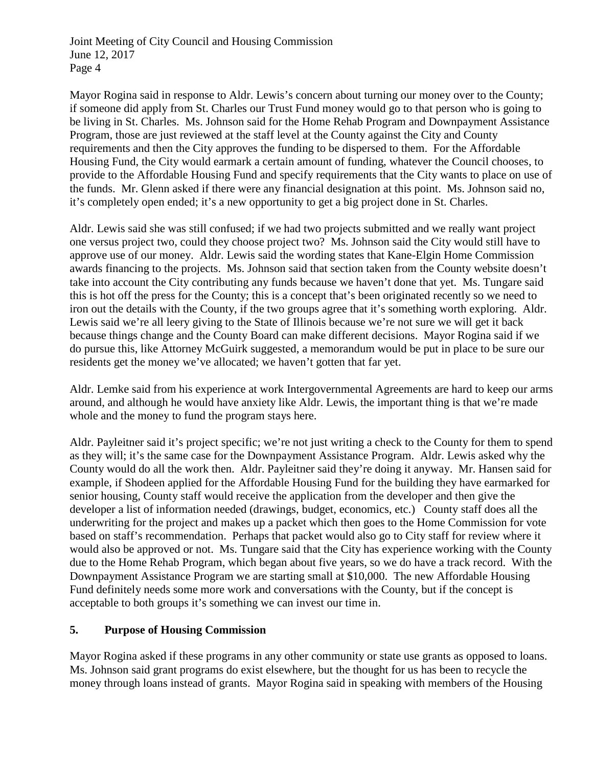Mayor Rogina said in response to Aldr. Lewis's concern about turning our money over to the County; if someone did apply from St. Charles our Trust Fund money would go to that person who is going to be living in St. Charles. Ms. Johnson said for the Home Rehab Program and Downpayment Assistance Program, those are just reviewed at the staff level at the County against the City and County requirements and then the City approves the funding to be dispersed to them. For the Affordable Housing Fund, the City would earmark a certain amount of funding, whatever the Council chooses, to provide to the Affordable Housing Fund and specify requirements that the City wants to place on use of the funds. Mr. Glenn asked if there were any financial designation at this point. Ms. Johnson said no, it's completely open ended; it's a new opportunity to get a big project done in St. Charles.

Aldr. Lewis said she was still confused; if we had two projects submitted and we really want project one versus project two, could they choose project two? Ms. Johnson said the City would still have to approve use of our money. Aldr. Lewis said the wording states that Kane-Elgin Home Commission awards financing to the projects. Ms. Johnson said that section taken from the County website doesn't take into account the City contributing any funds because we haven't done that yet. Ms. Tungare said this is hot off the press for the County; this is a concept that's been originated recently so we need to iron out the details with the County, if the two groups agree that it's something worth exploring. Aldr. Lewis said we're all leery giving to the State of Illinois because we're not sure we will get it back because things change and the County Board can make different decisions. Mayor Rogina said if we do pursue this, like Attorney McGuirk suggested, a memorandum would be put in place to be sure our residents get the money we've allocated; we haven't gotten that far yet.

Aldr. Lemke said from his experience at work Intergovernmental Agreements are hard to keep our arms around, and although he would have anxiety like Aldr. Lewis, the important thing is that we're made whole and the money to fund the program stays here.

Aldr. Payleitner said it's project specific; we're not just writing a check to the County for them to spend as they will; it's the same case for the Downpayment Assistance Program. Aldr. Lewis asked why the County would do all the work then. Aldr. Payleitner said they're doing it anyway. Mr. Hansen said for example, if Shodeen applied for the Affordable Housing Fund for the building they have earmarked for senior housing, County staff would receive the application from the developer and then give the developer a list of information needed (drawings, budget, economics, etc.) County staff does all the underwriting for the project and makes up a packet which then goes to the Home Commission for vote based on staff's recommendation. Perhaps that packet would also go to City staff for review where it would also be approved or not. Ms. Tungare said that the City has experience working with the County due to the Home Rehab Program, which began about five years, so we do have a track record. With the Downpayment Assistance Program we are starting small at $10,000. The new Affordable Housing Fund definitely needs some more work and conversations with the County, but if the concept is acceptable to both groups it's something we can invest our time in.

## 5. Purpose of Housing Commission

Mayor Rogina asked if these programs in any other community or state use grants as opposed to loans. Ms. Johnson said grant programs do exist elsewhere, but the thought for us has been to recycle the money through loans instead of grants. Mayor Rogina said in speaking with members of the Housing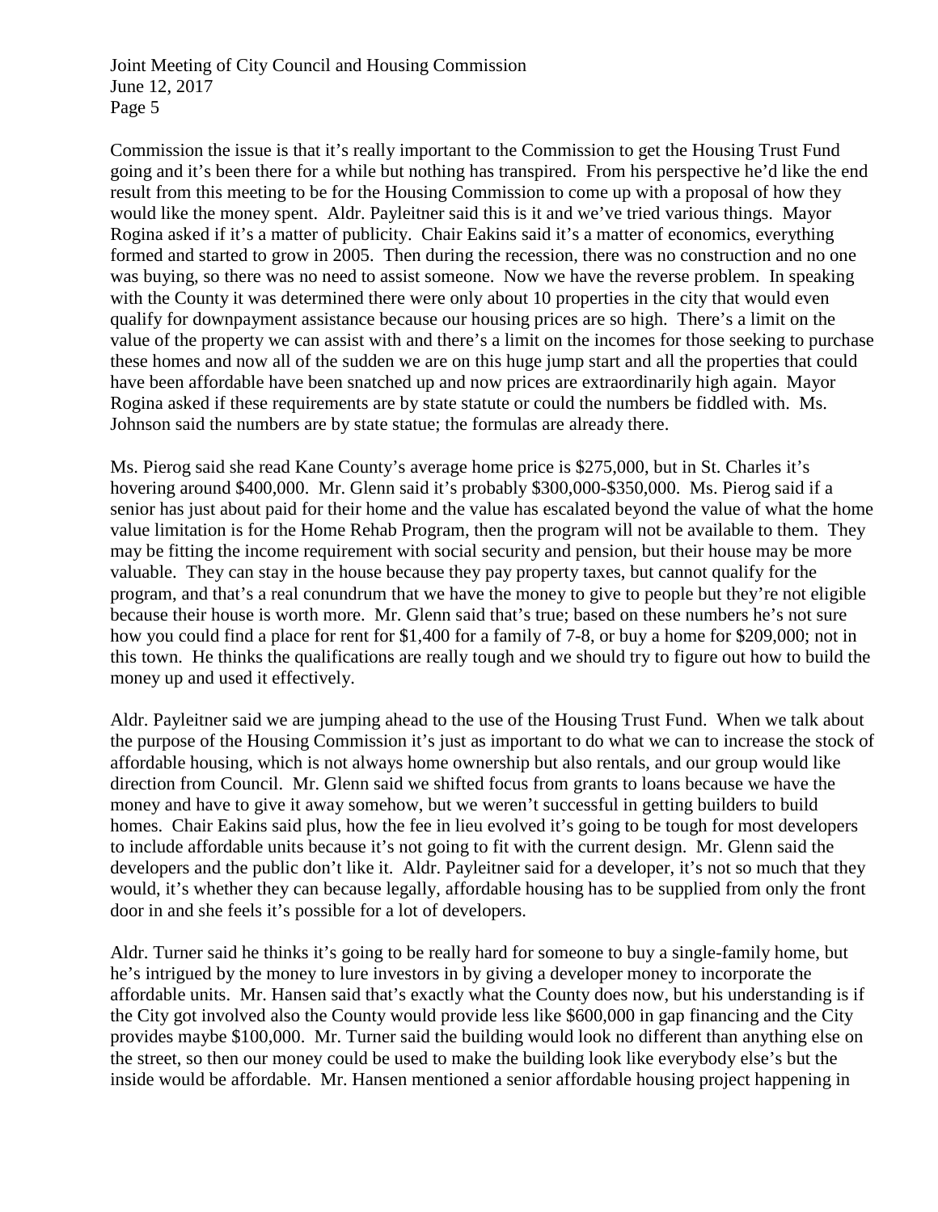Commission the issue is that it's really important to the Commission to get the Housing Trust Fund going and it's been there for a while but nothing has transpired. From his perspective he'd like the end result from this meeting to be for the Housing Commission to come up with a proposal of how they would like the money spent. Aldr. Payleitner said this is it and we've tried various things. Mayor Rogina asked if it's a matter of publicity. Chair Eakins said it's a matter of economics, everything formed and started to grow in 2005. Then during the recession, there was no construction and no one was buying, so there was no need to assist someone. Now we have the reverse problem. In speaking with the County it was determined there were only about 10 properties in the city that would even qualify for downpayment assistance because our housing prices are so high. There's a limit on the value of the property we can assist with and there's a limit on the incomes for those seeking to purchase these homes and now all of the sudden we are on this huge jump start and all the properties that could have been affordable have been snatched up and now prices are extraordinarily high again. Mayor Rogina asked if these requirements are by state statute or could the numbers be fiddled with. Ms. Johnson said the numbers are by state statue; the formulas are already there.

Ms. Pierog said she read Kane County's average home price is $275,000, but in St. Charles it's hovering around $400,000. Mr. Glenn said it's probably $300,000-$350,000. Ms. Pierog said if a senior has just about paid for their home and the value has escalated beyond the value of what the home value limitation is for the Home Rehab Program, then the program will not be available to them. They may be fitting the income requirement with social security and pension, but their house may be more valuable. They can stay in the house because they pay property taxes, but cannot qualify for the program, and that's a real conundrum that we have the money to give to people but they're not eligible because their house is worth more. Mr. Glenn said that's true; based on these numbers he's not sure how you could find a place for rent for $1,400 for a family of 7-8, or buy a home for $209,000; not in this town. He thinks the qualifications are really tough and we should try to figure out how to build the money up and used it effectively.

Aldr. Payleitner said we are jumping ahead to the use of the Housing Trust Fund. When we talk about the purpose of the Housing Commission it's just as important to do what we can to increase the stock of affordable housing, which is not always home ownership but also rentals, and our group would like direction from Council. Mr. Glenn said we shifted focus from grants to loans because we have the money and have to give it away somehow, but we weren't successful in getting builders to build homes. Chair Eakins said plus, how the fee in lieu evolved it's going to be tough for most developers to include affordable units because it's not going to fit with the current design. Mr. Glenn said the developers and the public don't like it. Aldr. Payleitner said for a developer, it's not so much that they would, it's whether they can because legally, affordable housing has to be supplied from only the front door in and she feels it's possible for a lot of developers.

Aldr. Turner said he thinks it's going to be really hard for someone to buy a single-family home, but he's intrigued by the money to lure investors in by giving a developer money to incorporate the affordable units. Mr. Hansen said that's exactly what the County does now, but his understanding is if the City got involved also the County would provide less like $600,000 in gap financing and the City provides maybe $100,000. Mr. Turner said the building would look no different than anything else on the street, so then our money could be used to make the building look like everybody else's but the inside would be affordable. Mr. Hansen mentioned a senior affordable housing project happening in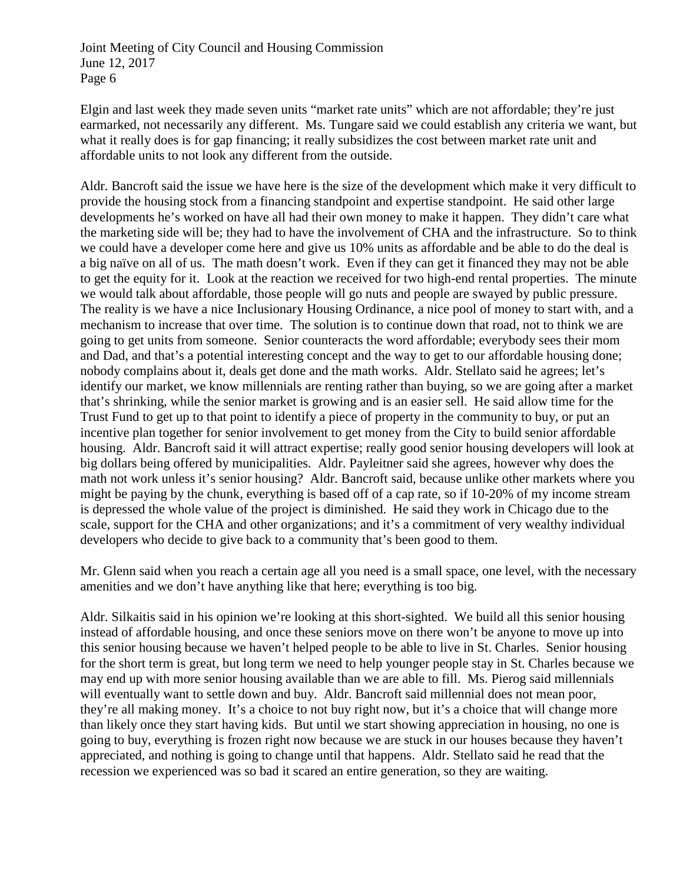Elgin and last week they made seven units "market rate units" which are not affordable; they're just earmarked, not necessarily any different. Ms. Tungare said we could establish any criteria we want, but what it really does is for gap financing; it really subsidizes the cost between market rate unit and affordable units to not look any different from the outside.

Aldr. Bancroft said the issue we have here is the size of the development which make it very difficult to provide the housing stock from a financing standpoint and expertise standpoint. He said other large developments he's worked on have all had their own money to make it happen. They didn't care what the marketing side will be; they had to have the involvement of CHA and the infrastructure. So to think we could have a developer come here and give us 10% units as affordable and be able to do the deal is a big naïve on all of us. The math doesn't work. Even if they can get it financed they may not be able to get the equity for it. Look at the reaction we received for two high-end rental properties. The minute we would talk about affordable, those people will go nuts and people are swayed by public pressure. The reality is we have a nice Inclusionary Housing Ordinance, a nice pool of money to start with, and a mechanism to increase that over time. The solution is to continue down that road, not to think we are going to get units from someone. Senior counteracts the word affordable; everybody sees their mom and Dad, and that's a potential interesting concept and the way to get to our affordable housing done; nobody complains about it, deals get done and the math works. Aldr. Stellato said he agrees; let's identify our market, we know millennials are renting rather than buying, so we are going after a market that's shrinking, while the senior market is growing and is an easier sell. He said allow time for the Trust Fund to get up to that point to identify a piece of property in the community to buy, or put an incentive plan together for senior involvement to get money from the City to build senior affordable housing. Aldr. Bancroft said it will attract expertise; really good senior housing developers will look at big dollars being offered by municipalities. Aldr. Payleitner said she agrees, however why does the math not work unless it's senior housing? Aldr. Bancroft said, because unlike other markets where you might be paying by the chunk, everything is based off of a cap rate, so if 10-20% of my income stream is depressed the whole value of the project is diminished. He said they work in Chicago due to the scale, support for the CHA and other organizations; and it's a commitment of very wealthy individual developers who decide to give back to a community that's been good to them.

Mr. Glenn said when you reach a certain age all you need is a small space, one level, with the necessary amenities and we don't have anything like that here; everything is too big.

Aldr. Silkaitis said in his opinion we're looking at this short-sighted. We build all this senior housing instead of affordable housing, and once these seniors move on there won't be anyone to move up into this senior housing because we haven't helped people to be able to live in St. Charles. Senior housing for the short term is great, but long term we need to help younger people stay in St. Charles because we may end up with more senior housing available than we are able to fill. Ms. Pierog said millennials will eventually want to settle down and buy. Aldr. Bancroft said millennial does not mean poor, they're all making money. It's a choice to not buy right now, but it's a choice that will change more than likely once they start having kids. But until we start showing appreciation in housing, no one is going to buy, everything is frozen right now because we are stuck in our houses because they haven't appreciated, and nothing is going to change until that happens. Aldr. Stellato said he read that the recession we experienced was so bad it scared an entire generation, so they are waiting.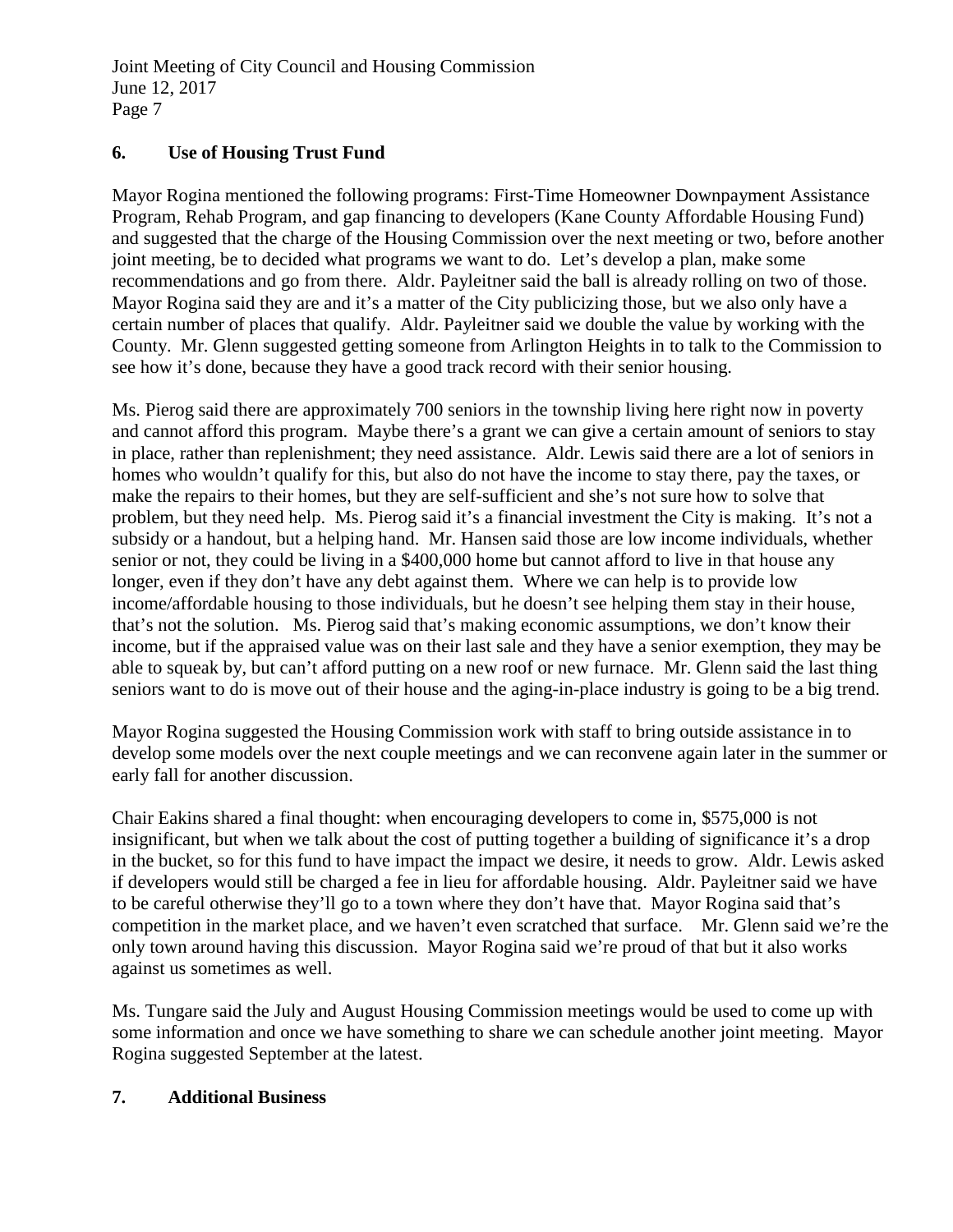## 6. Use of Housing Trust Fund

Mayor Rogina mentioned the following programs: First-Time Homeowner Downpayment Assistance Program, Rehab Program, and gap financing to developers (Kane County Affordable Housing Fund) and suggested that the charge of the Housing Commission over the next meeting or two, before another joint meeting, be to decided what programs we want to do. Let's develop a plan, make some recommendations and go from there. Aldr. Payleitner said the ball is already rolling on two of those. Mayor Rogina said they are and it's a matter of the City publicizing those, but we also only have a certain number of places that qualify. Aldr. Payleitner said we double the value by working with the County. Mr. Glenn suggested getting someone from Arlington Heights in to talk to the Commission to see how it's done, because they have a good track record with their senior housing.

Ms. Pierog said there are approximately 700 seniors in the township living here right now in poverty and cannot afford this program. Maybe there's a grant we can give a certain amount of seniors to stay in place, rather than replenishment; they need assistance. Aldr. Lewis said there are a lot of seniors in homes who wouldn't qualify for this, but also do not have the income to stay there, pay the taxes, or make the repairs to their homes, but they are self-sufficient and she's not sure how to solve that problem, but they need help. Ms. Pierog said it's a financial investment the City is making. It's not a subsidy or a handout, but a helping hand. Mr. Hansen said those are low income individuals, whether senior or not, they could be living in a $400,000 home but cannot afford to live in that house any longer, even if they don't have any debt against them. Where we can help is to provide low income/affordable housing to those individuals, but he doesn't see helping them stay in their house, that's not the solution. Ms. Pierog said that's making economic assumptions, we don't know their income, but if the appraised value was on their last sale and they have a senior exemption, they may be able to squeak by, but can't afford putting on a new roof or new furnace. Mr. Glenn said the last thing seniors want to do is move out of their house and the aging-in-place industry is going to be a big trend.

Mayor Rogina suggested the Housing Commission work with staff to bring outside assistance in to develop some models over the next couple meetings and we can reconvene again later in the summer or early fall for another discussion.

Chair Eakins shared a final thought: when encouraging developers to come in, $575,000 is not insignificant, but when we talk about the cost of putting together a building of significance it's a drop in the bucket, so for this fund to have impact the impact we desire, it needs to grow. Aldr. Lewis asked if developers would still be charged a fee in lieu for affordable housing. Aldr. Payleitner said we have to be careful otherwise they'll go to a town where they don't have that. Mayor Rogina said that's competition in the market place, and we haven't even scratched that surface. Mr. Glenn said we're the only town around having this discussion. Mayor Rogina said we're proud of that but it also works against us sometimes as well.

Ms. Tungare said the July and August Housing Commission meetings would be used to come up with some information and once we have something to share we can schedule another joint meeting. Mayor Rogina suggested September at the latest.

## 7. Additional Business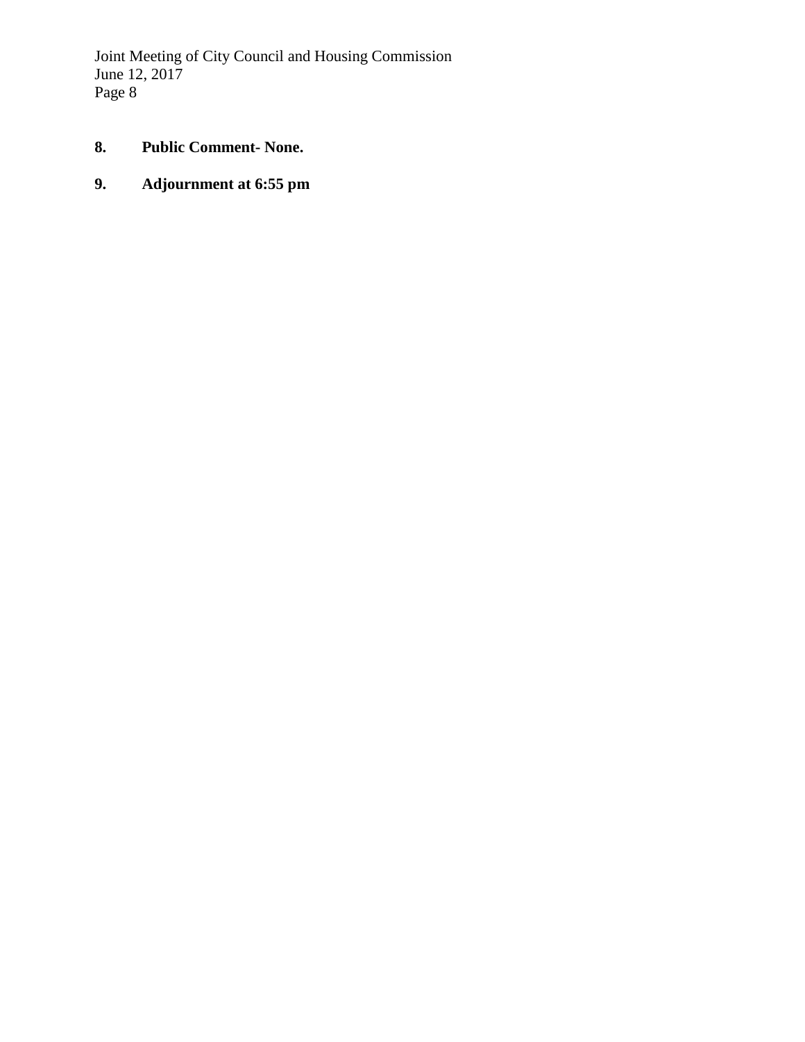**8. Public Comment- None.**

**9. Adjournment at 6:55 pm**